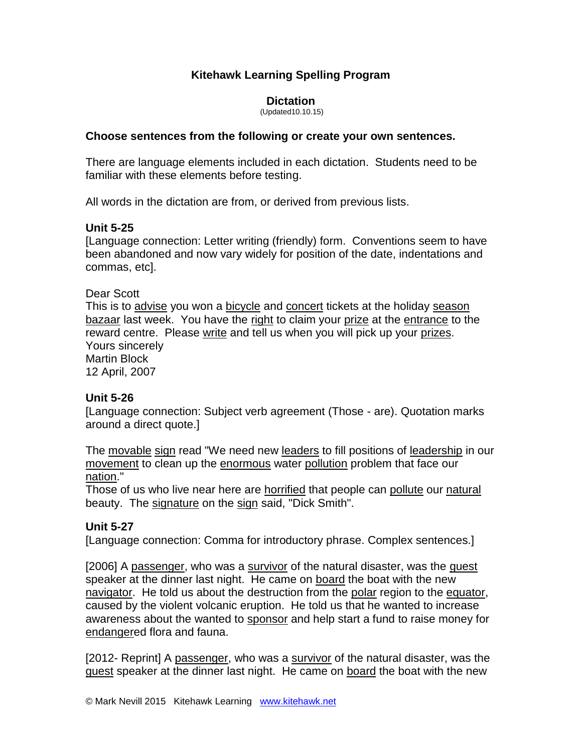# Kitehawk Learning Spelling Program

## Dictation

(Updated10.10.15)

**Choose sentences from the following or create your own sentences.**

There are language elements included in each dictation. Students need to be familiar with these elements before testing.

All words in the dictation are from, or derived from previous lists.

### Unit 5-25

[Language connection: Letter writing (friendly) form. Conventions seem to have been abandoned and now vary widely for position of the date, indentations and commas, etc].

Dear Scott
This is to <u>advise</u> you won a <u>bicycle</u> and <u>concert</u> tickets at the holiday <u>season</u> <u>bazaar</u> last week. You have the <u>right</u> to claim your <u>prize</u> at the <u>entrance</u> to the reward centre. Please <u>write</u> and tell us when you will pick up your <u>prizes</u>.
Yours sincerely
Martin Block
12 April, 2007

### Unit 5-26

[Language connection: Subject verb agreement (Those - are). Quotation marks around a direct quote.]

The <u>movable</u> <u>sign</u> read "We need new <u>leaders</u> to fill positions of <u>leadership</u> in our <u>movement</u> to clean up the <u>enormous</u> water <u>pollution</u> problem that face our <u>nation</u>."
Those of us who live near here are <u>horrified</u> that people can <u>pollute</u> our <u>natural</u> beauty. The <u>signature</u> on the <u>sign</u> said, "Dick Smith".

### Unit 5-27

[Language connection: Comma for introductory phrase. Complex sentences.]

[2006] A <u>passenger</u>, who was a <u>survivor</u> of the natural disaster, was the <u>guest</u> speaker at the dinner last night. He came on <u>board</u> the boat with the new <u>navigator</u>. He told us about the destruction from the <u>polar</u> region to the <u>equator</u>, caused by the violent volcanic eruption. He told us that he wanted to increase awareness about the wanted to <u>sponsor</u> and help start a fund to raise money for <u>endangere</u>d flora and fauna.

[2012- Reprint] A <u>passenger</u>, who was a <u>survivor</u> of the natural disaster, was the <u>guest</u> speaker at the dinner last night. He came on <u>board</u> the boat with the new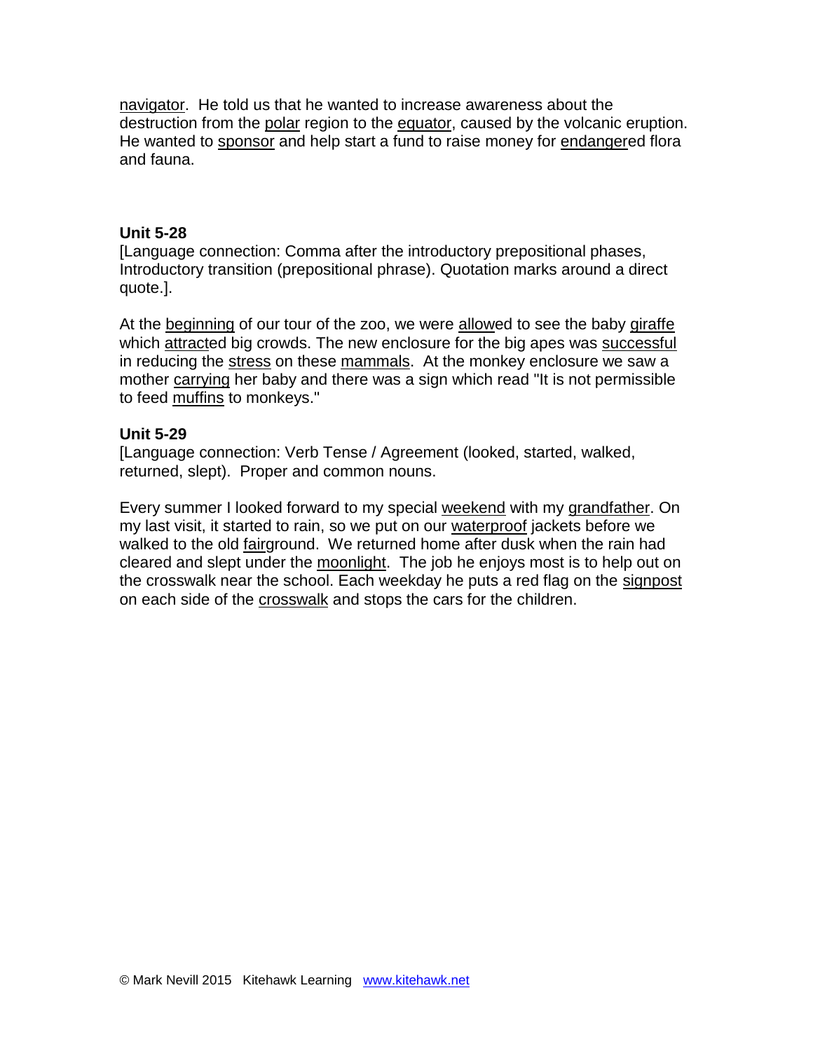navigator. He told us that he wanted to increase awareness about the destruction from the polar region to the equator, caused by the volcanic eruption. He wanted to sponsor and help start a fund to raise money for endangered flora and fauna.

**Unit 5-28**

[Language connection: Comma after the introductory prepositional phases, Introductory transition (prepositional phrase). Quotation marks around a direct quote.].

At the beginning of our tour of the zoo, we were allowed to see the baby giraffe which attracted big crowds. The new enclosure for the big apes was successful in reducing the stress on these mammals. At the monkey enclosure we saw a mother carrying her baby and there was a sign which read "It is not permissible to feed muffins to monkeys."

**Unit 5-29**

[Language connection: Verb Tense / Agreement (looked, started, walked, returned, slept). Proper and common nouns.

Every summer I looked forward to my special weekend with my grandfather. On my last visit, it started to rain, so we put on our waterproof jackets before we walked to the old fairground. We returned home after dusk when the rain had cleared and slept under the moonlight. The job he enjoys most is to help out on the crosswalk near the school. Each weekday he puts a red flag on the signpost on each side of the crosswalk and stops the cars for the children.

© Mark Nevill 2015 Kitehawk Learning www.kitehawk.net